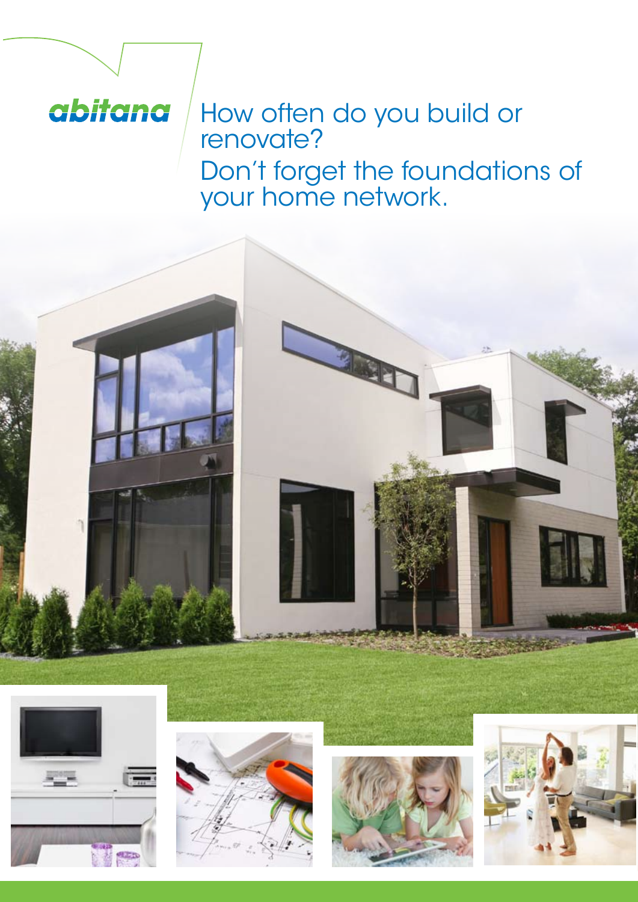abitana

# How often do you build or renovate?

# Don't forget the foundations of your home network.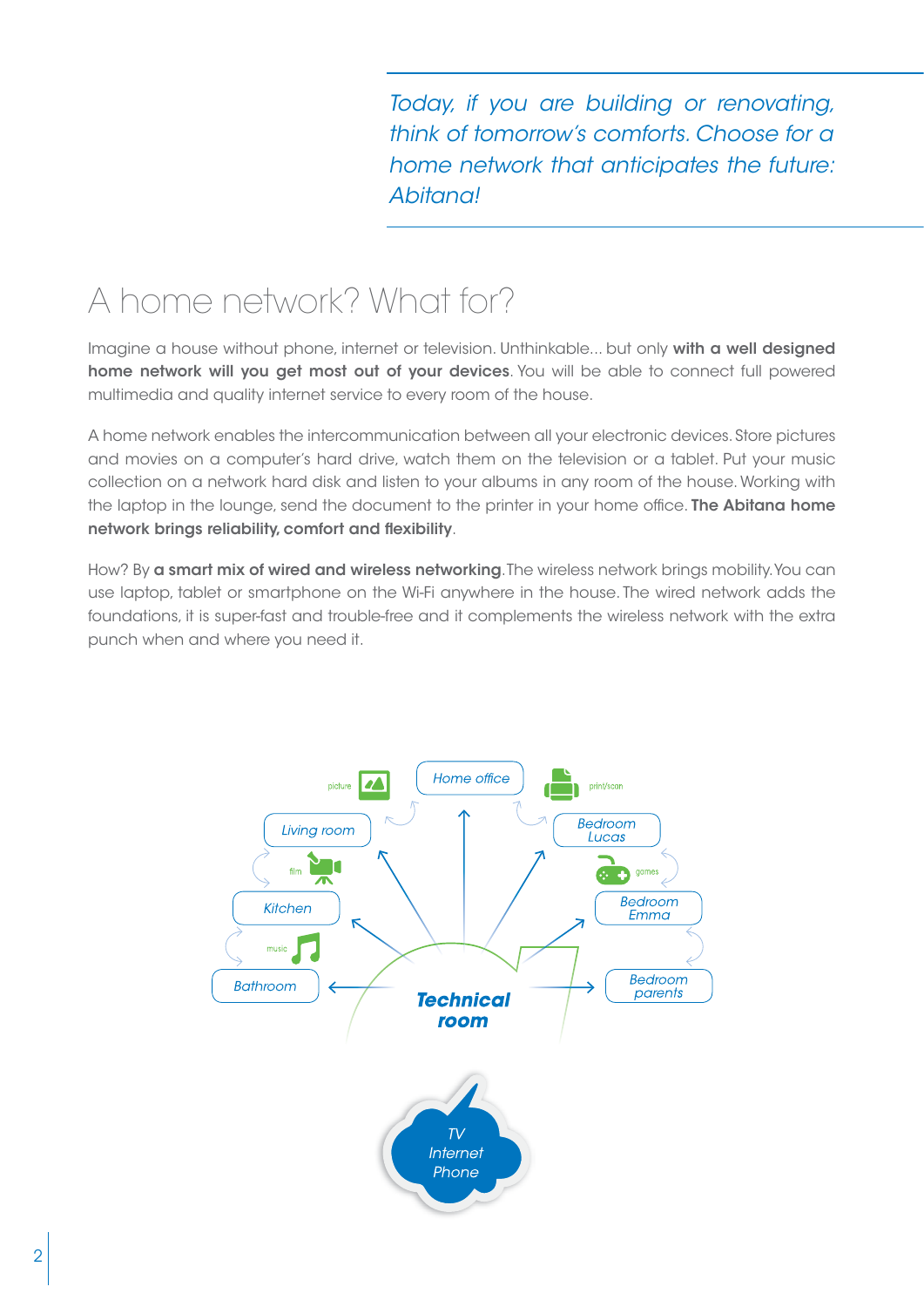*Today, if you are building or renovating, think of tomorrow's comforts. Choose for a home network that anticipates the future: Abitana!*

# A home network? What for?

Imagine a house without phone, internet or television. Unthinkable... but only **with a well designed home network will you get most out of your devices**. You will be able to connect full powered multimedia and quality internet service to every room of the house.

A home network enables the intercommunication between all your electronic devices. Store pictures and movies on a computer's hard drive, watch them on the television or a tablet. Put your music collection on a network hard disk and listen to your albums in any room of the house. Working with the laptop in the lounge, send the document to the printer in your home office. **The Abitana home network brings reliability, comfort and flexibility**.

How? By **a smart mix of wired and wireless networking**. The wireless network brings mobility. You can use laptop, tablet or smartphone on the Wi-Fi anywhere in the house. The wired network adds the foundations, it is super-fast and trouble-free and it complements the wireless network with the extra punch when and where you need it.

Home office, Living room, Bedroom Lucas, Kitchen, Bedroom Emma, Bathroom, Bedroom parents, picture, print/scan, film, games, music

**Technical room**

TV
Internet
Phone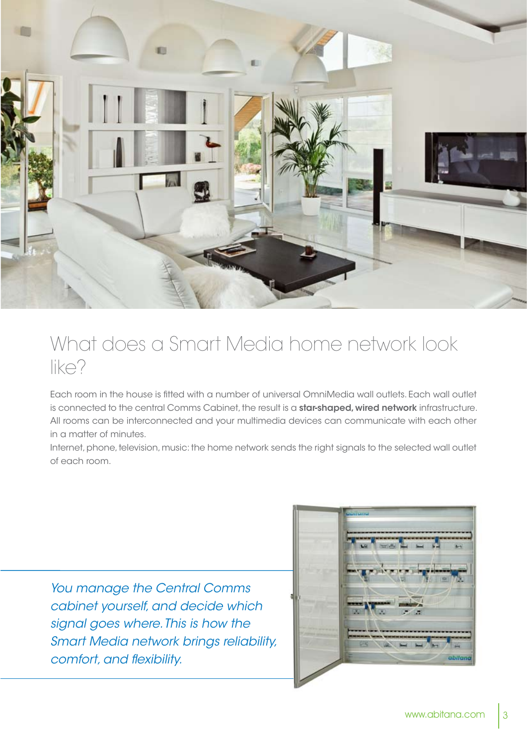# What does a Smart Media home network look like?

Each room in the house is fitted with a number of universal OmniMedia wall outlets. Each wall outlet is connected to the central Comms Cabinet, the result is a **star-shaped, wired network** infrastructure. All rooms can be interconnected and your multimedia devices can communicate with each other in a matter of minutes.

Internet, phone, television, music: the home network sends the right signals to the selected wall outlet of each room.

*You manage the Central Comms cabinet yourself, and decide which signal goes where. This is how the Smart Media network brings reliability, comfort, and flexibility.*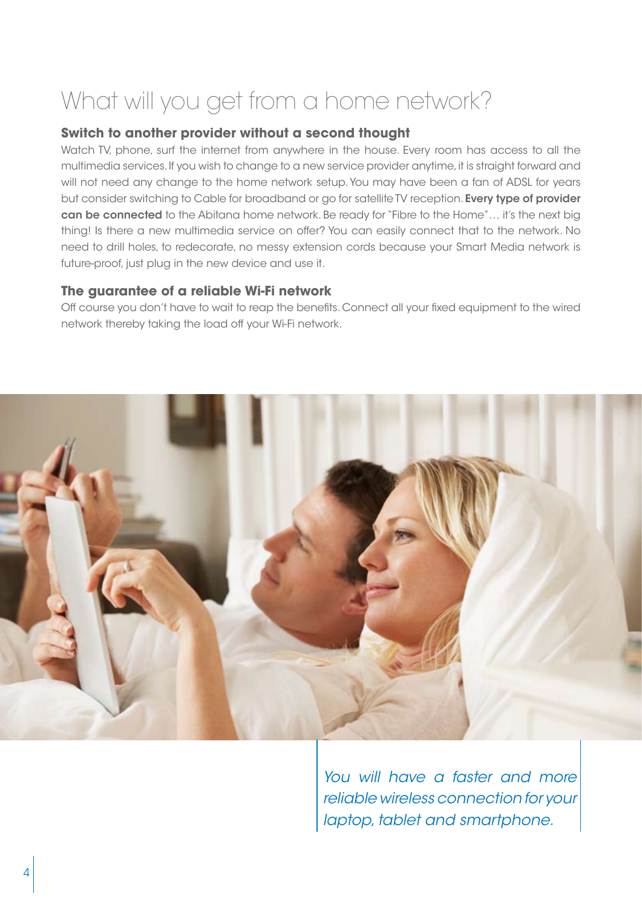# What will you get from a home network?

## Switch to another provider without a second thought

Watch TV, phone, surf the internet from anywhere in the house. Every room has access to all the multimedia services. If you wish to change to a new service provider anytime, it is straight forward and will not need any change to the home network setup. You may have been a fan of ADSL for years but consider switching to Cable for broadband or go for satellite TV reception. **Every type of provider can be connected** to the Abitana home network. Be ready for "Fibre to the Home"… it's the next big thing! Is there a new multimedia service on offer? You can easily connect that to the network. No need to drill holes, to redecorate, no messy extension cords because your Smart Media network is future-proof, just plug in the new device and use it.

## The guarantee of a reliable Wi-Fi network

Off course you don't have to wait to reap the benefits. Connect all your fixed equipment to the wired network thereby taking the load off your Wi-Fi network.

*You will have a faster and more reliable wireless connection for your laptop, tablet and smartphone.*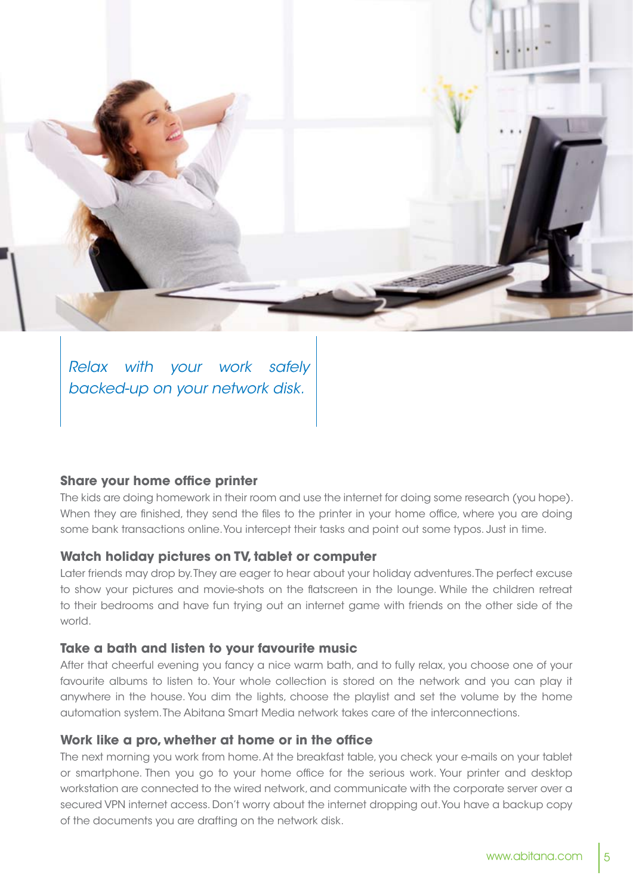*Relax with your work safely backed-up on your network disk.*

### Share your home office printer

The kids are doing homework in their room and use the internet for doing some research (you hope). When they are finished, they send the files to the printer in your home office, where you are doing some bank transactions online. You intercept their tasks and point out some typos. Just in time.

### Watch holiday pictures on TV, tablet or computer

Later friends may drop by. They are eager to hear about your holiday adventures. The perfect excuse to show your pictures and movie-shots on the flatscreen in the lounge. While the children retreat to their bedrooms and have fun trying out an internet game with friends on the other side of the world.

### Take a bath and listen to your favourite music

After that cheerful evening you fancy a nice warm bath, and to fully relax, you choose one of your favourite albums to listen to. Your whole collection is stored on the network and you can play it anywhere in the house. You dim the lights, choose the playlist and set the volume by the home automation system. The Abitana Smart Media network takes care of the interconnections.

### Work like a pro, whether at home or in the office

The next morning you work from home. At the breakfast table, you check your e-mails on your tablet or smartphone. Then you go to your home office for the serious work. Your printer and desktop workstation are connected to the wired network, and communicate with the corporate server over a secured VPN internet access. Don't worry about the internet dropping out. You have a backup copy of the documents you are drafting on the network disk.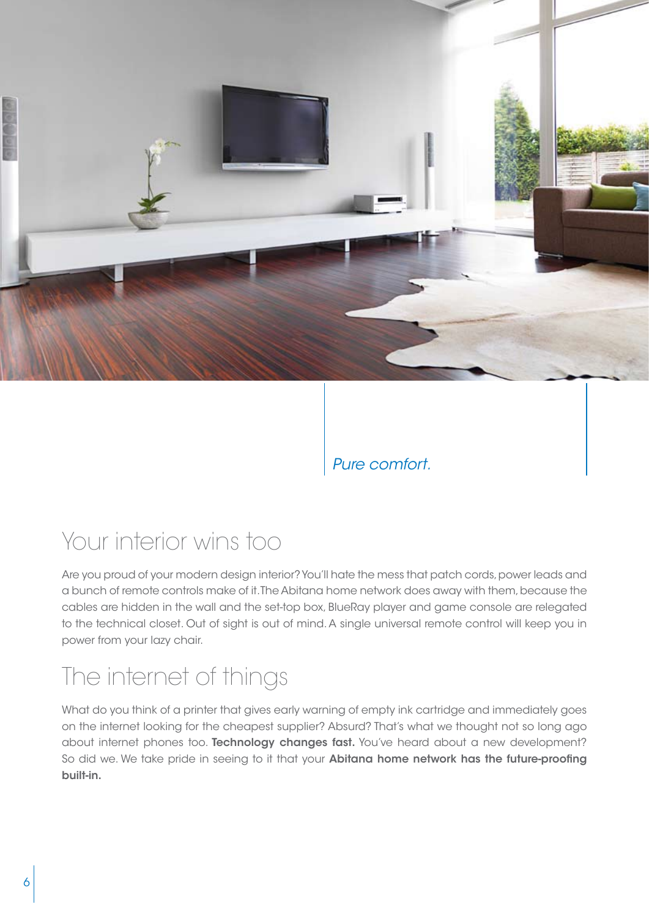*Pure comfort.*

## Your interior wins too

Are you proud of your modern design interior? You'll hate the mess that patch cords, power leads and a bunch of remote controls make of it. The Abitana home network does away with them, because the cables are hidden in the wall and the set-top box, BlueRay player and game console are relegated to the technical closet. Out of sight is out of mind. A single universal remote control will keep you in power from your lazy chair.

## The internet of things

What do you think of a printer that gives early warning of empty ink cartridge and immediately goes on the internet looking for the cheapest supplier? Absurd? That's what we thought not so long ago about internet phones too. **Technology changes fast.** You've heard about a new development? So did we. We take pride in seeing to it that your **Abitana home network has the future-proofing built-in.**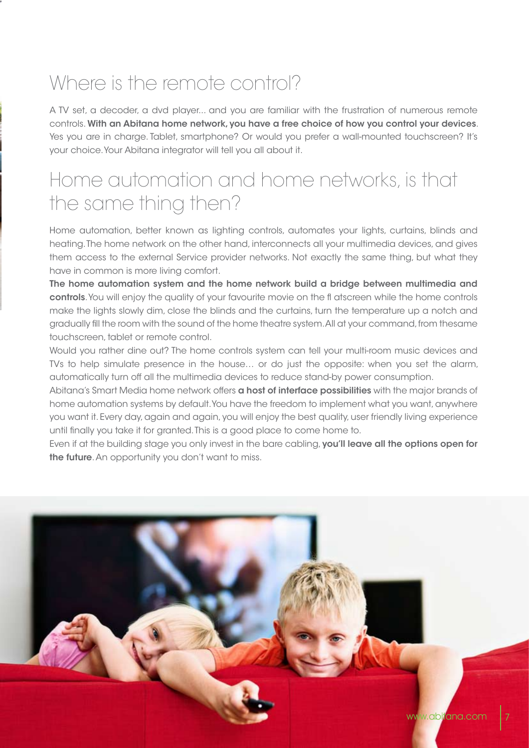## Where is the remote control?

A TV set, a decoder, a dvd player... and you are familiar with the frustration of numerous remote controls. **With an Abitana home network, you have a free choice of how you control your devices**. Yes you are in charge. Tablet, smartphone? Or would you prefer a wall-mounted touchscreen? It's your choice. Your Abitana integrator will tell you all about it.

## Home automation and home networks, is that the same thing then?

Home automation, better known as lighting controls, automates your lights, curtains, blinds and heating. The home network on the other hand, interconnects all your multimedia devices, and gives them access to the external Service provider networks. Not exactly the same thing, but what they have in common is more living comfort.

**The home automation system and the home network build a bridge between multimedia and controls**. You will enjoy the quality of your favourite movie on the fl atscreen while the home controls make the lights slowly dim, close the blinds and the curtains, turn the temperature up a notch and gradually fill the room with the sound of the home theatre system. All at your command, from thesame touchscreen, tablet or remote control.

Would you rather dine out? The home controls system can tell your multi-room music devices and TVs to help simulate presence in the house… or do just the opposite: when you set the alarm, automatically turn off all the multimedia devices to reduce stand-by power consumption.

Abitana's Smart Media home network offers **a host of interface possibilities** with the major brands of home automation systems by default. You have the freedom to implement what you want, anywhere you want it. Every day, again and again, you will enjoy the best quality, user friendly living experience until finally you take it for granted. This is a good place to come home to.

Even if at the building stage you only invest in the bare cabling, **you'll leave all the options open for the future**. An opportunity you don't want to miss.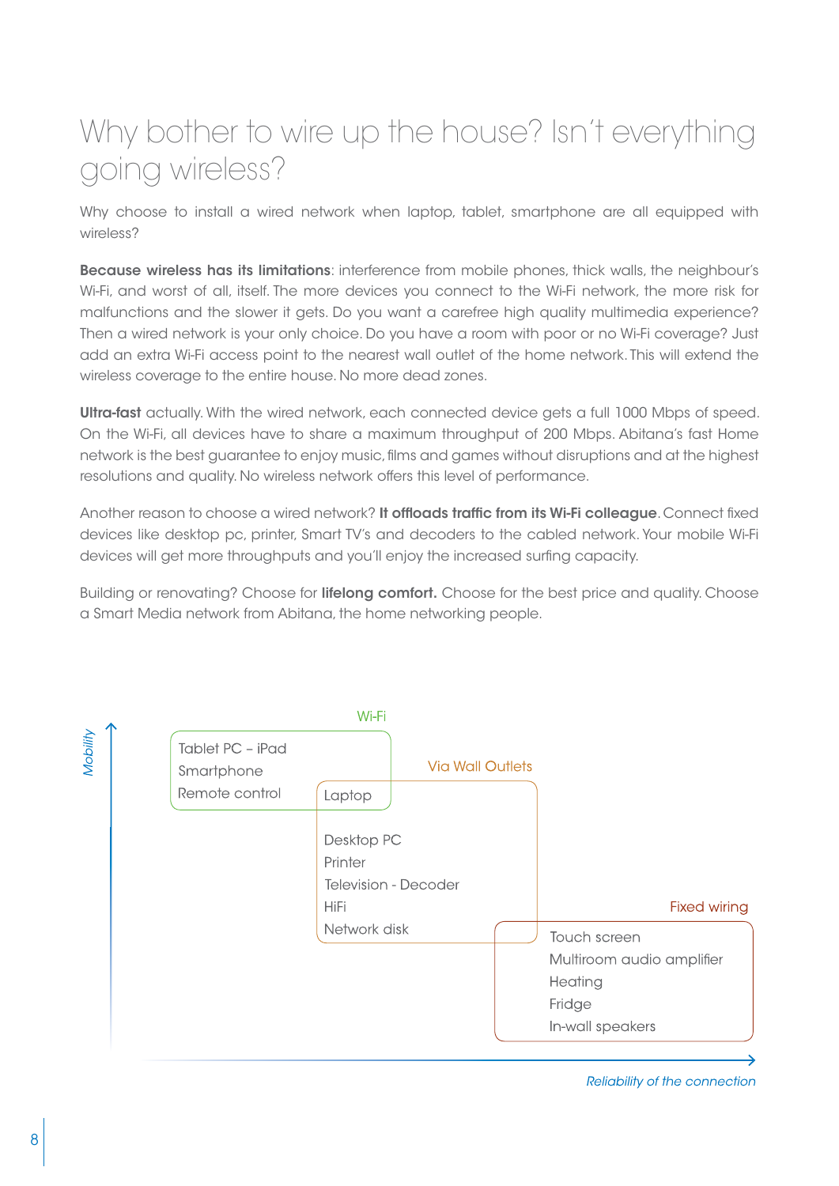# Why bother to wire up the house? Isn't everything going wireless?

Why choose to install a wired network when laptop, tablet, smartphone are all equipped with wireless?

**Because wireless has its limitations**: interference from mobile phones, thick walls, the neighbour's Wi-Fi, and worst of all, itself. The more devices you connect to the Wi-Fi network, the more risk for malfunctions and the slower it gets. Do you want a carefree high quality multimedia experience? Then a wired network is your only choice. Do you have a room with poor or no Wi-Fi coverage? Just add an extra Wi-Fi access point to the nearest wall outlet of the home network. This will extend the wireless coverage to the entire house. No more dead zones.

**Ultra-fast** actually. With the wired network, each connected device gets a full 1000 Mbps of speed. On the Wi-Fi, all devices have to share a maximum throughput of 200 Mbps. Abitana's fast Home network is the best guarantee to enjoy music, films and games without disruptions and at the highest resolutions and quality. No wireless network offers this level of performance.

Another reason to choose a wired network? **It offloads traffic from its Wi-Fi colleague**. Connect fixed devices like desktop pc, printer, Smart TV's and decoders to the cabled network. Your mobile Wi-Fi devices will get more throughputs and you'll enjoy the increased surfing capacity.

Building or renovating? Choose for **lifelong comfort.** Choose for the best price and quality. Choose a Smart Media network from Abitana, the home networking people.

*Mobility*

Wi-Fi
- Tablet PC – iPad
- Smartphone
- Remote control
- Laptop

Via Wall Outlets
- Laptop
- Desktop PC
- Printer
- Television - Decoder
- HiFi
- Network disk

Fixed wiring
- Touch screen
- Multiroom audio amplifier
- Heating
- Fridge
- In-wall speakers

*Reliability of the connection*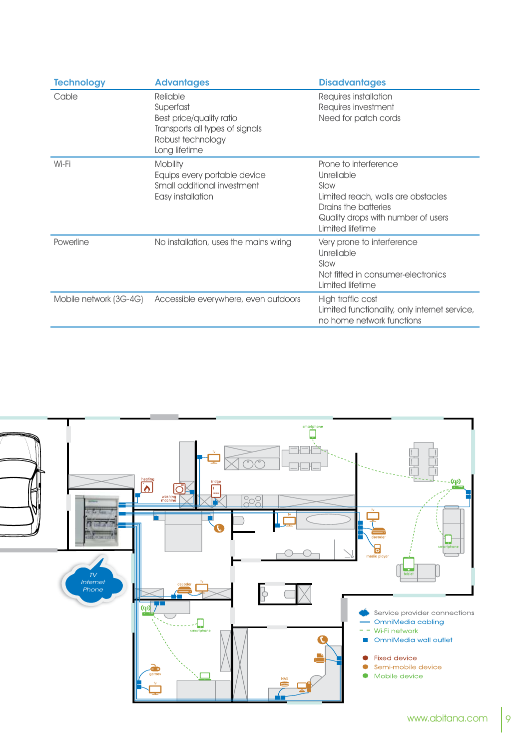| Technology | Advantages | Disadvantages |
|---|---|---|
| Cable | Reliable<br>Superfast<br>Best price/quality ratio<br>Transports all types of signals<br>Robust technology<br>Long lifetime | Requires installation<br>Requires investment<br>Need for patch cords |
| Wi-Fi | Mobility<br>Equips every portable device<br>Small additional investment<br>Easy installation | Prone to interference<br>Unreliable<br>Slow<br>Limited reach, walls are obstacles<br>Drains the batteries<br>Quality drops with number of users<br>Limited lifetime |
| Powerline | No installation, uses the mains wiring | Very prone to interference<br>Unreliable<br>Slow<br>Not fitted in consumer-electronics<br>Limited lifetime |
| Mobile network (3G-4G) | Accessible everywhere, even outdoors | High traffic cost<br>Limited functionality, only internet service, no home network functions |

TV
Internet
Phone

- Service provider connections
- OmniMedia cabling
- Wi-Fi network
- OmniMedia wall outlet

- Fixed device
- Semi-mobile device
- Mobile device

www.abitana.com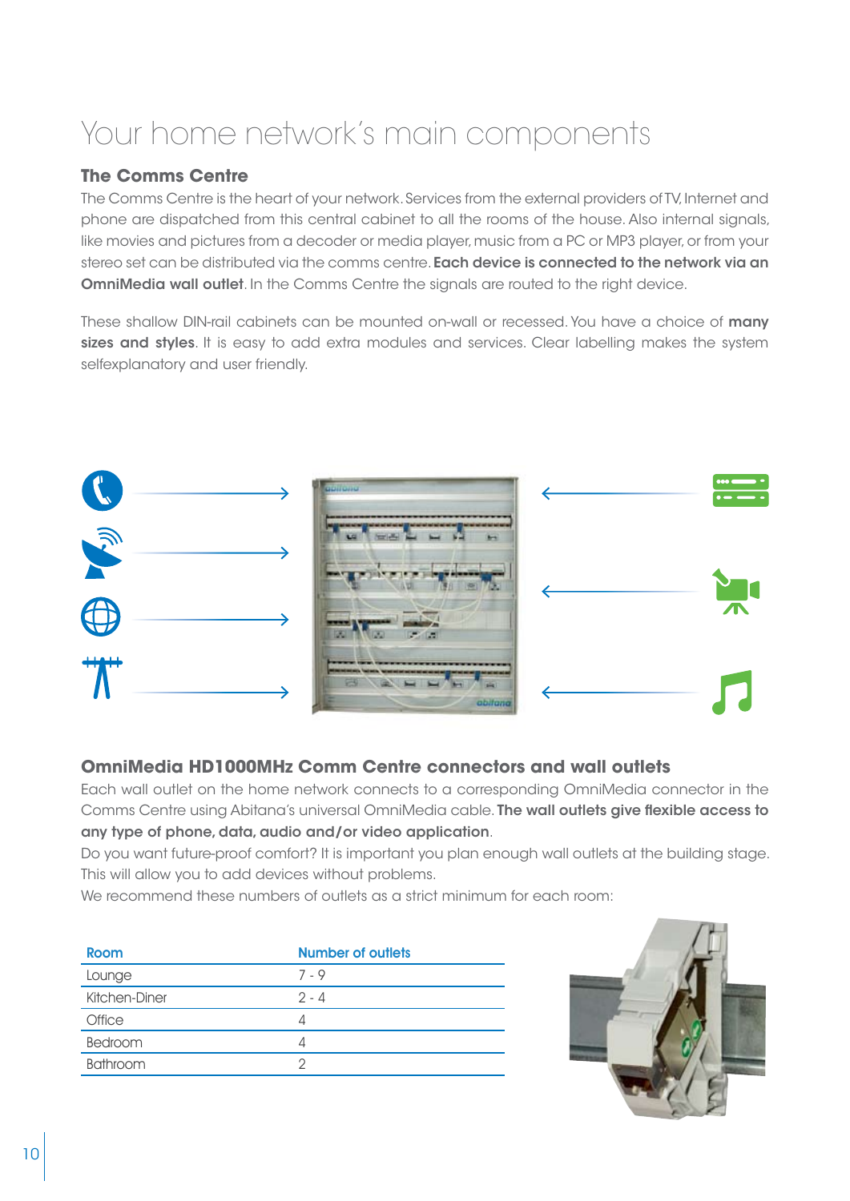# Your home network's main components

## The Comms Centre

The Comms Centre is the heart of your network. Services from the external providers of TV, Internet and phone are dispatched from this central cabinet to all the rooms of the house. Also internal signals, like movies and pictures from a decoder or media player, music from a PC or MP3 player, or from your stereo set can be distributed via the comms centre. **Each device is connected to the network via an OmniMedia wall outlet**. In the Comms Centre the signals are routed to the right device.

These shallow DIN-rail cabinets can be mounted on-wall or recessed. You have a choice of **many sizes and styles**. It is easy to add extra modules and services. Clear labelling makes the system selfexplanatory and user friendly.

## OmniMedia HD1000MHz Comm Centre connectors and wall outlets

Each wall outlet on the home network connects to a corresponding OmniMedia connector in the Comms Centre using Abitana's universal OmniMedia cable. **The wall outlets give flexible access to any type of phone, data, audio and/or video application**.

Do you want future-proof comfort? It is important you plan enough wall outlets at the building stage. This will allow you to add devices without problems.

We recommend these numbers of outlets as a strict minimum for each room:

| Room | Number of outlets |
| --- | --- |
| Lounge | 7 - 9 |
| Kitchen-Diner | 2 - 4 |
| Office | 4 |
| Bedroom | 4 |
| Bathroom | 2 |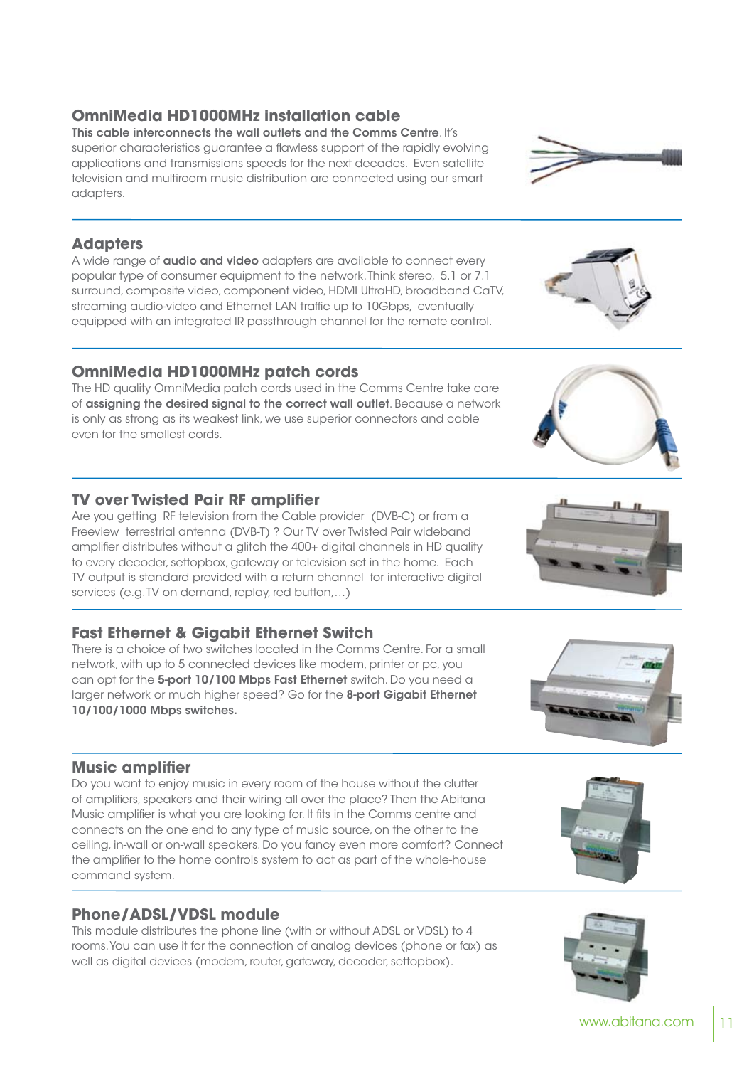## OmniMedia HD1000MHz installation cable

**This cable interconnects the wall outlets and the Comms Centre**. It's superior characteristics guarantee a flawless support of the rapidly evolving applications and transmissions speeds for the next decades. Even satellite television and multiroom music distribution are connected using our smart adapters.

## Adapters

A wide range of **audio and video** adapters are available to connect every popular type of consumer equipment to the network. Think stereo, 5.1 or 7.1 surround, composite video, component video, HDMI UltraHD, broadband CaTV, streaming audio-video and Ethernet LAN traffic up to 10Gbps, eventually equipped with an integrated IR passthrough channel for the remote control.

## OmniMedia HD1000MHz patch cords

The HD quality OmniMedia patch cords used in the Comms Centre take care of **assigning the desired signal to the correct wall outlet**. Because a network is only as strong as its weakest link, we use superior connectors and cable even for the smallest cords.

## TV over Twisted Pair RF amplifier

Are you getting RF television from the Cable provider (DVB-C) or from a Freeview terrestrial antenna (DVB-T) ? Our TV over Twisted Pair wideband amplifier distributes without a glitch the 400+ digital channels in HD quality to every decoder, settopbox, gateway or television set in the home. Each TV output is standard provided with a return channel for interactive digital services (e.g. TV on demand, replay, red button,…)

## Fast Ethernet & Gigabit Ethernet Switch

There is a choice of two switches located in the Comms Centre. For a small network, with up to 5 connected devices like modem, printer or pc, you can opt for the **5-port 10/100 Mbps Fast Ethernet** switch. Do you need a larger network or much higher speed? Go for the **8-port Gigabit Ethernet 10/100/1000 Mbps switches.**

## Music amplifier

Do you want to enjoy music in every room of the house without the clutter of amplifiers, speakers and their wiring all over the place? Then the Abitana Music amplifier is what you are looking for. It fits in the Comms centre and connects on the one end to any type of music source, on the other to the ceiling, in-wall or on-wall speakers. Do you fancy even more comfort? Connect the amplifier to the home controls system to act as part of the whole-house command system.

## Phone/ADSL/VDSL module

This module distributes the phone line (with or without ADSL or VDSL) to 4 rooms. You can use it for the connection of analog devices (phone or fax) as well as digital devices (modem, router, gateway, decoder, settopbox).

www.abitana.com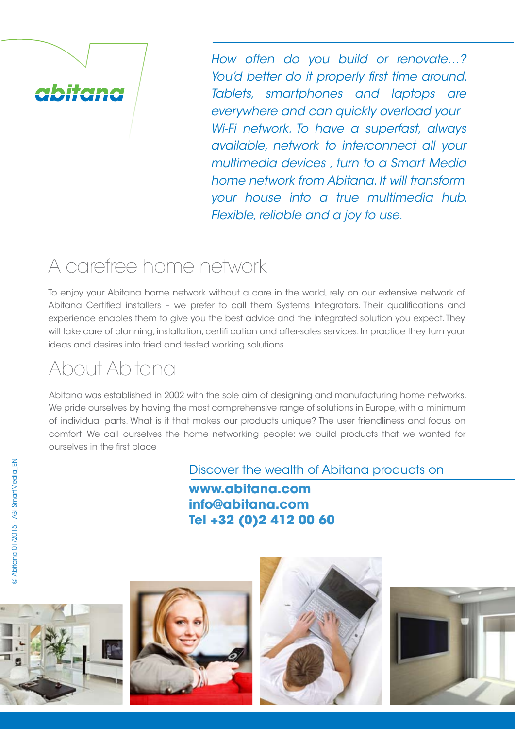abitana

*How often do you build or renovate…? You'd better do it properly first time around. Tablets, smartphones and laptops are everywhere and can quickly overload your Wi-Fi network. To have a superfast, always available, network to interconnect all your multimedia devices , turn to a Smart Media home network from Abitana. It will transform your house into a true multimedia hub. Flexible, reliable and a joy to use.*

## A carefree home network

To enjoy your Abitana home network without a care in the world, rely on our extensive network of Abitana Certified installers – we prefer to call them Systems Integrators. Their qualifications and experience enables them to give you the best advice and the integrated solution you expect. They will take care of planning, installation, certifi cation and after-sales services. In practice they turn your ideas and desires into tried and tested working solutions.

## About Abitana

Abitana was established in 2002 with the sole aim of designing and manufacturing home networks. We pride ourselves by having the most comprehensive range of solutions in Europe, with a minimum of individual parts. What is it that makes our products unique? The user friendliness and focus on comfort. We call ourselves the home networking people: we build products that we wanted for ourselves in the first place

Discover the wealth of Abitana products on

**www.abitana.com**
**info@abitana.com**
**Tel +32 (0)2 412 00 60**

© Abitana 01/2015 - ABI-SmartMedia_EN